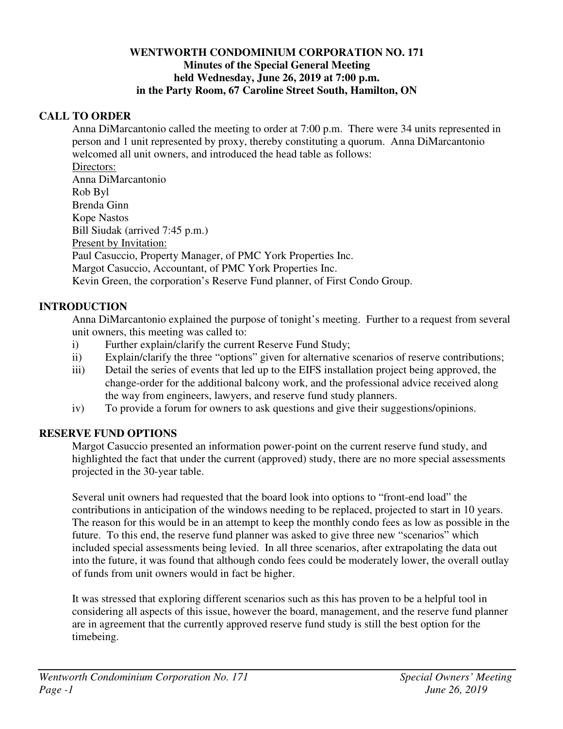# WENTWORTH CONDOMINIUM CORPORATION NO. 171
## Minutes of the Special General Meeting
## held Wednesday, June 26, 2019 at 7:00 p.m.
## in the Party Room, 67 Caroline Street South, Hamilton, ON

### CALL TO ORDER

Anna DiMarcantonio called the meeting to order at 7:00 p.m. There were 34 units represented in person and 1 unit represented by proxy, thereby constituting a quorum. Anna DiMarcantonio welcomed all unit owners, and introduced the head table as follows:

Directors:
Anna DiMarcantonio
Rob Byl
Brenda Ginn
Kope Nastos
Bill Siudak (arrived 7:45 p.m.)

Present by Invitation:
Paul Casuccio, Property Manager, of PMC York Properties Inc.
Margot Casuccio, Accountant, of PMC York Properties Inc.
Kevin Green, the corporation's Reserve Fund planner, of First Condo Group.

### INTRODUCTION

Anna DiMarcantonio explained the purpose of tonight's meeting. Further to a request from several unit owners, this meeting was called to:

i) Further explain/clarify the current Reserve Fund Study;
ii) Explain/clarify the three "options" given for alternative scenarios of reserve contributions;
iii) Detail the series of events that led up to the EIFS installation project being approved, the change-order for the additional balcony work, and the professional advice received along the way from engineers, lawyers, and reserve fund study planners.
iv) To provide a forum for owners to ask questions and give their suggestions/opinions.

### RESERVE FUND OPTIONS

Margot Casuccio presented an information power-point on the current reserve fund study, and highlighted the fact that under the current (approved) study, there are no more special assessments projected in the 30-year table.

Several unit owners had requested that the board look into options to "front-end load" the contributions in anticipation of the windows needing to be replaced, projected to start in 10 years. The reason for this would be in an attempt to keep the monthly condo fees as low as possible in the future. To this end, the reserve fund planner was asked to give three new "scenarios" which included special assessments being levied. In all three scenarios, after extrapolating the data out into the future, it was found that although condo fees could be moderately lower, the overall outlay of funds from unit owners would in fact be higher.

It was stressed that exploring different scenarios such as this has proven to be a helpful tool in considering all aspects of this issue, however the board, management, and the reserve fund planner are in agreement that the currently approved reserve fund study is still the best option for the timebeing.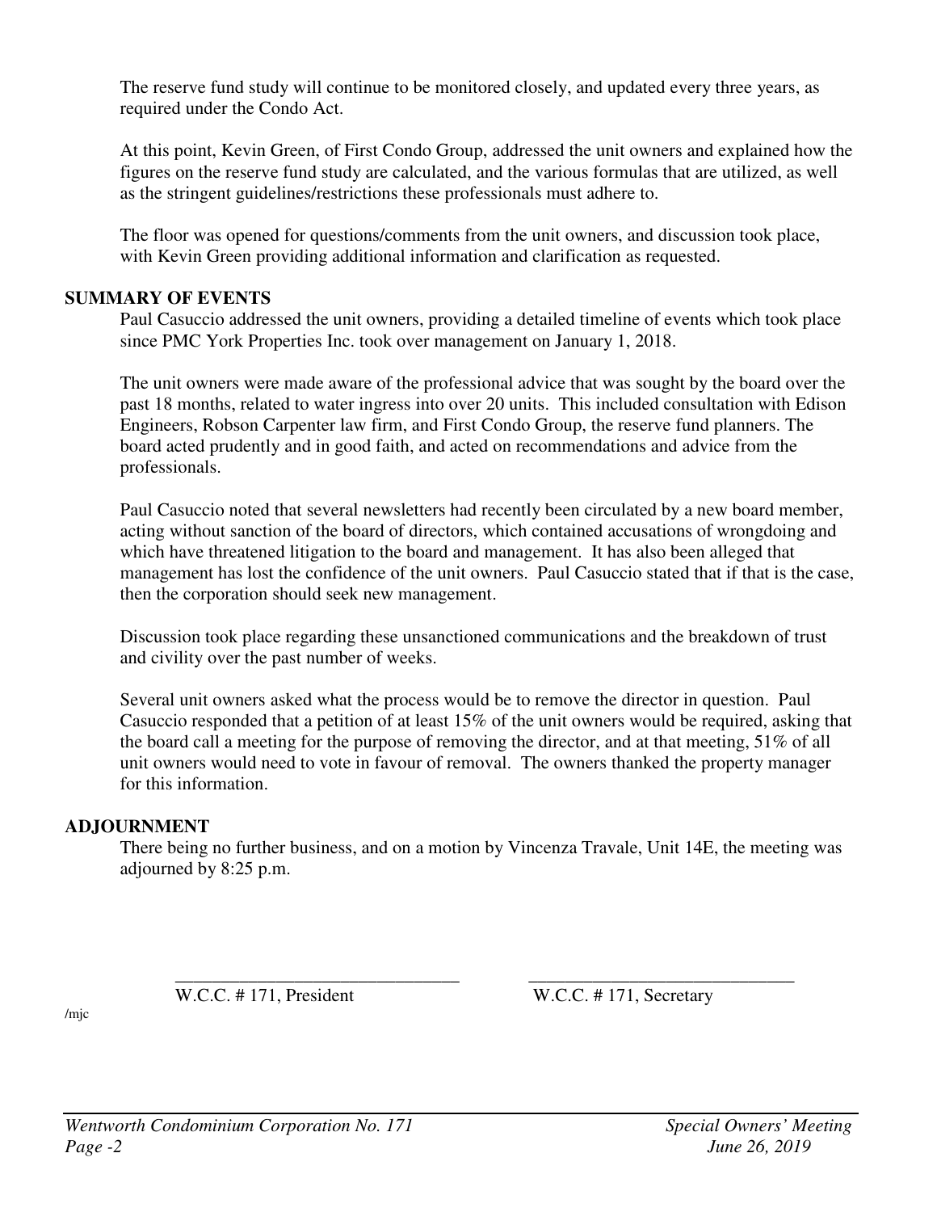The reserve fund study will continue to be monitored closely, and updated every three years, as required under the Condo Act.

At this point, Kevin Green, of First Condo Group, addressed the unit owners and explained how the figures on the reserve fund study are calculated, and the various formulas that are utilized, as well as the stringent guidelines/restrictions these professionals must adhere to.

The floor was opened for questions/comments from the unit owners, and discussion took place, with Kevin Green providing additional information and clarification as requested.

**SUMMARY OF EVENTS**

Paul Casuccio addressed the unit owners, providing a detailed timeline of events which took place since PMC York Properties Inc. took over management on January 1, 2018.

The unit owners were made aware of the professional advice that was sought by the board over the past 18 months, related to water ingress into over 20 units. This included consultation with Edison Engineers, Robson Carpenter law firm, and First Condo Group, the reserve fund planners. The board acted prudently and in good faith, and acted on recommendations and advice from the professionals.

Paul Casuccio noted that several newsletters had recently been circulated by a new board member, acting without sanction of the board of directors, which contained accusations of wrongdoing and which have threatened litigation to the board and management. It has also been alleged that management has lost the confidence of the unit owners. Paul Casuccio stated that if that is the case, then the corporation should seek new management.

Discussion took place regarding these unsanctioned communications and the breakdown of trust and civility over the past number of weeks.

Several unit owners asked what the process would be to remove the director in question. Paul Casuccio responded that a petition of at least 15% of the unit owners would be required, asking that the board call a meeting for the purpose of removing the director, and at that meeting, 51% of all unit owners would need to vote in favour of removal. The owners thanked the property manager for this information.

**ADJOURNMENT**

There being no further business, and on a motion by Vincenza Travale, Unit 14E, the meeting was adjourned by 8:25 p.m.

_______________________________ W.C.C. # 171, President

_______________________________ W.C.C. # 171, Secretary

/mjc